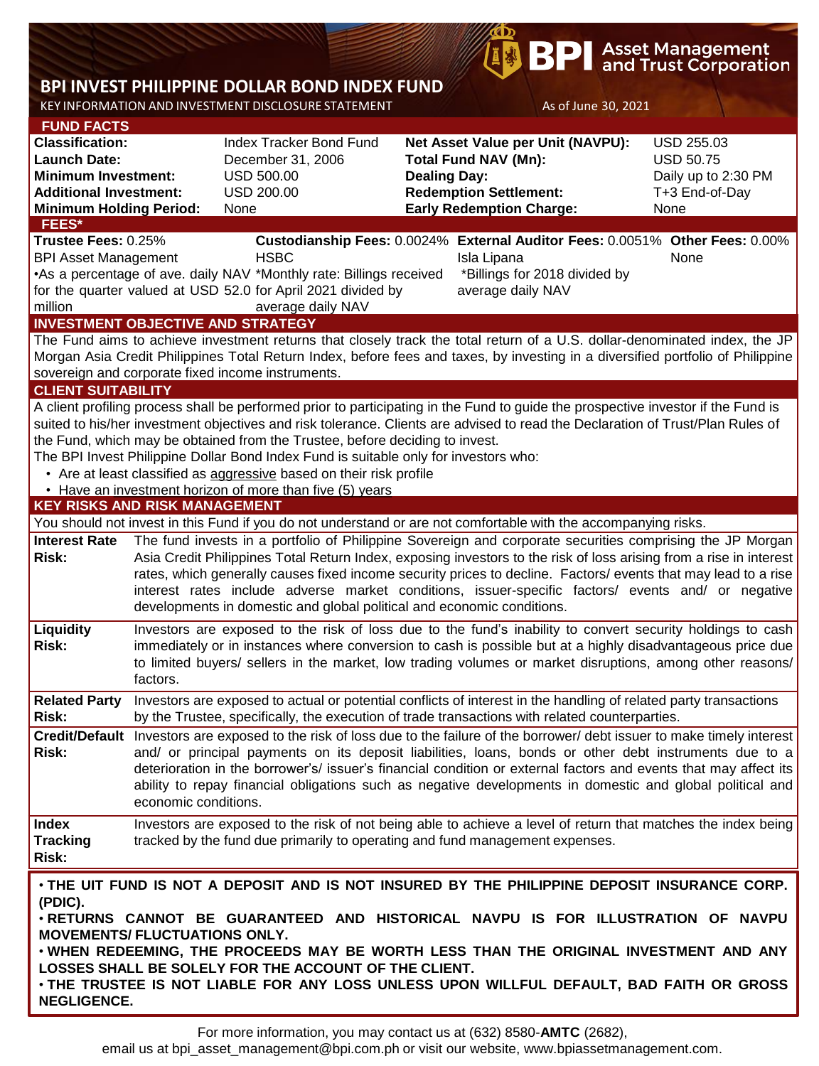# BPI INVEST PHILIPPINE DOLLAR BOND INDEX FUND

KEY INFORMATION AND INVESTMENT DISCLOSURE STATEMENT

As of June 30, 2021

## FUND FACTS

| | | | |
|---|---|---|---|
| **Classification:** | Index Tracker Bond Fund | **Net Asset Value per Unit (NAVPU):** | USD 255.03 |
| **Launch Date:** | December 31, 2006 | **Total Fund NAV (Mn):** | USD 50.75 |
| **Minimum Investment:** | USD 500.00 | **Dealing Day:** | Daily up to 2:30 PM |
| **Additional Investment:** | USD 200.00 | **Redemption Settlement:** | T+3 End-of-Day |
| **Minimum Holding Period:** | None | **Early Redemption Charge:** | None |

## FEES*

| **Trustee Fees:** 0.25% | **Custodianship Fees:** 0.0024% | **External Auditor Fees:** 0.0051% | **Other Fees:** 0.00% |
|---|---|---|---|
| BPI Asset Management | HSBC | Isla Lipana | None |
| •As a percentage of ave. daily NAV for the quarter valued at USD 52.0 million | *Monthly rate: Billings received for April 2021 divided by average daily NAV | *Billings for 2018 divided by average daily NAV | |

## INVESTMENT OBJECTIVE AND STRATEGY

The Fund aims to achieve investment returns that closely track the total return of a U.S. dollar-denominated index, the JP Morgan Asia Credit Philippines Total Return Index, before fees and taxes, by investing in a diversified portfolio of Philippine sovereign and corporate fixed income instruments.

## CLIENT SUITABILITY

A client profiling process shall be performed prior to participating in the Fund to guide the prospective investor if the Fund is suited to his/her investment objectives and risk tolerance. Clients are advised to read the Declaration of Trust/Plan Rules of the Fund, which may be obtained from the Trustee, before deciding to invest.

The BPI Invest Philippine Dollar Bond Index Fund is suitable only for investors who:

- Are at least classified as aggressive based on their risk profile
- Have an investment horizon of more than five (5) years

## KEY RISKS AND RISK MANAGEMENT

You should not invest in this Fund if you do not understand or are not comfortable with the accompanying risks.

| | |
|---|---|
| **Interest Rate Risk:** | The fund invests in a portfolio of Philippine Sovereign and corporate securities comprising the JP Morgan Asia Credit Philippines Total Return Index, exposing investors to the risk of loss arising from a rise in interest rates, which generally causes fixed income security prices to decline. Factors/ events that may lead to a rise interest rates include adverse market conditions, issuer-specific factors/ events and/ or negative developments in domestic and global political and economic conditions. |
| **Liquidity Risk:** | Investors are exposed to the risk of loss due to the fund's inability to convert security holdings to cash immediately or in instances where conversion to cash is possible but at a highly disadvantageous price due to limited buyers/ sellers in the market, low trading volumes or market disruptions, among other reasons/ factors. |
| **Related Party Risk:** | Investors are exposed to actual or potential conflicts of interest in the handling of related party transactions by the Trustee, specifically, the execution of trade transactions with related counterparties. |
| **Credit/Default Risk:** | Investors are exposed to the risk of loss due to the failure of the borrower/ debt issuer to make timely interest and/ or principal payments on its deposit liabilities, loans, bonds or other debt instruments due to a deterioration in the borrower's/ issuer's financial condition or external factors and events that may affect its ability to repay financial obligations such as negative developments in domestic and global political and economic conditions. |
| **Index Tracking Risk:** | Investors are exposed to the risk of not being able to achieve a level of return that matches the index being tracked by the fund due primarily to operating and fund management expenses. |

- **THE UIT FUND IS NOT A DEPOSIT AND IS NOT INSURED BY THE PHILIPPINE DEPOSIT INSURANCE CORP. (PDIC).**
- **RETURNS CANNOT BE GUARANTEED AND HISTORICAL NAVPU IS FOR ILLUSTRATION OF NAVPU MOVEMENTS/ FLUCTUATIONS ONLY.**
- **WHEN REDEEMING, THE PROCEEDS MAY BE WORTH LESS THAN THE ORIGINAL INVESTMENT AND ANY LOSSES SHALL BE SOLELY FOR THE ACCOUNT OF THE CLIENT.**
- **THE TRUSTEE IS NOT LIABLE FOR ANY LOSS UNLESS UPON WILLFUL DEFAULT, BAD FAITH OR GROSS NEGLIGENCE.**

For more information, you may contact us at (632) 8580-**AMTC** (2682), email us at bpi_asset_management@bpi.com.ph or visit our website, www.bpiassetmanagement.com.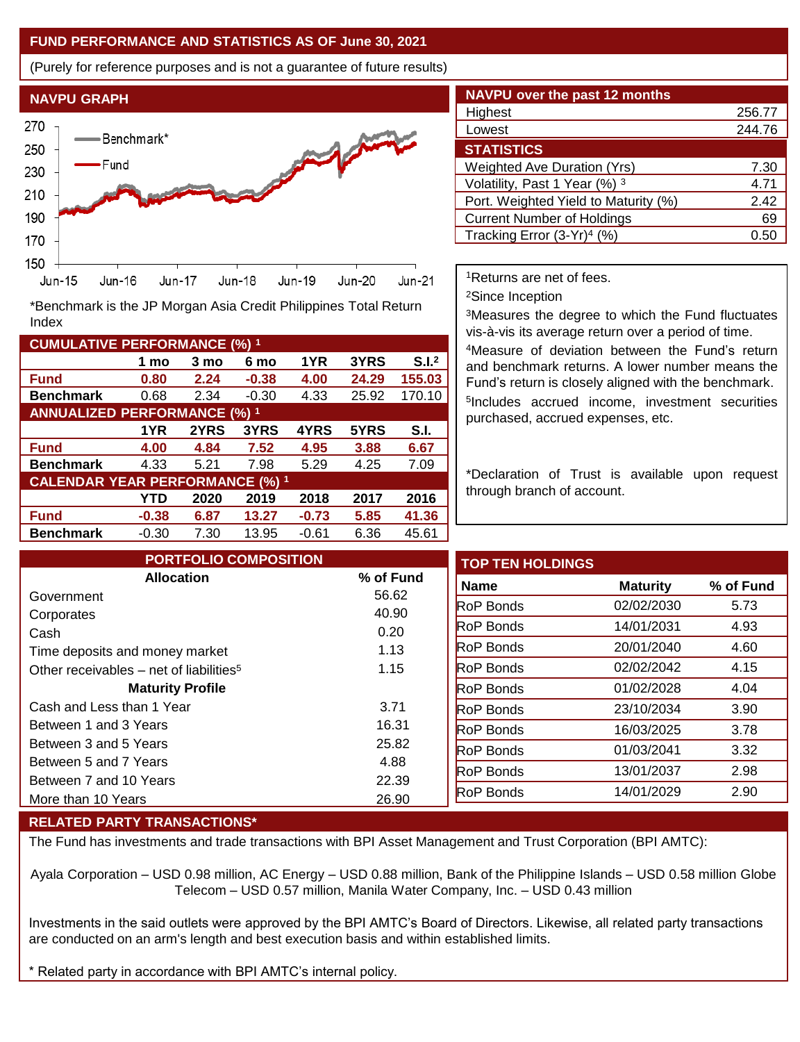## FUND PERFORMANCE AND STATISTICS AS OF June 30, 2021

(Purely for reference purposes and is not a guarantee of future results)

### NAVPU GRAPH

*Benchmark is the JP Morgan Asia Credit Philippines Total Return Index

### NAVPU over the past 12 months

| | |
|---|---|
| Highest | 256.77 |
| Lowest | 244.76 |

### STATISTICS

| | |
|---|---|
| Weighted Ave Duration (Yrs) | 7.30 |
| Volatility, Past 1 Year (%) [3] | 4.71 |
| Port. Weighted Yield to Maturity (%) | 2.42 |
| Current Number of Holdings | 69 |
| Tracking Error (3-Yr)[4] (%) | 0.50 |

[1]Returns are net of fees.

[2]Since Inception

[3]Measures the degree to which the Fund fluctuates vis-à-vis its average return over a period of time.

[4]Measure of deviation between the Fund's return and benchmark returns. A lower number means the Fund's return is closely aligned with the benchmark.

[5]Includes accrued income, investment securities purchased, accrued expenses, etc.

*Declaration of Trust is available upon request through branch of account.

### CUMULATIVE PERFORMANCE (%) [1]

| | 1 mo | 3 mo | 6 mo | 1YR | 3YRS | S.I.[2] |
|---|---|---|---|---|---|---|
| **Fund** | **0.80** | **2.24** | **-0.38** | **4.00** | **24.29** | **155.03** |
| **Benchmark** | 0.68 | 2.34 | -0.30 | 4.33 | 25.92 | 170.10 |

### ANNUALIZED PERFORMANCE (%) [1]

| | 1YR | 2YRS | 3YRS | 4YRS | 5YRS | S.I. |
|---|---|---|---|---|---|---|
| **Fund** | **4.00** | **4.84** | **7.52** | **4.95** | **3.88** | **6.67** |
| **Benchmark** | 4.33 | 5.21 | 7.98 | 5.29 | 4.25 | 7.09 |

### CALENDAR YEAR PERFORMANCE (%) [1]

| | YTD | 2020 | 2019 | 2018 | 2017 | 2016 |
|---|---|---|---|---|---|---|
| **Fund** | **-0.38** | **6.87** | **13.27** | **-0.73** | **5.85** | **41.36** |
| **Benchmark** | -0.30 | 7.30 | 13.95 | -0.61 | 6.36 | 45.61 |

### PORTFOLIO COMPOSITION

| Allocation | % of Fund |
|---|---|
| Government | 56.62 |
| Corporates | 40.90 |
| Cash | 0.20 |
| Time deposits and money market | 1.13 |
| Other receivables – net of liabilities[5] | 1.15 |
| **Maturity Profile** | |
| Cash and Less than 1 Year | 3.71 |
| Between 1 and 3 Years | 16.31 |
| Between 3 and 5 Years | 25.82 |
| Between 5 and 7 Years | 4.88 |
| Between 7 and 10 Years | 22.39 |
| More than 10 Years | 26.90 |

### TOP TEN HOLDINGS

| Name | Maturity | % of Fund |
|---|---|---|
| RoP Bonds | 02/02/2030 | 5.73 |
| RoP Bonds | 14/01/2031 | 4.93 |
| RoP Bonds | 20/01/2040 | 4.60 |
| RoP Bonds | 02/02/2042 | 4.15 |
| RoP Bonds | 01/02/2028 | 4.04 |
| RoP Bonds | 23/10/2034 | 3.90 |
| RoP Bonds | 16/03/2025 | 3.78 |
| RoP Bonds | 01/03/2041 | 3.32 |
| RoP Bonds | 13/01/2037 | 2.98 |
| RoP Bonds | 14/01/2029 | 2.90 |

### RELATED PARTY TRANSACTIONS*

The Fund has investments and trade transactions with BPI Asset Management and Trust Corporation (BPI AMTC):

Ayala Corporation – USD 0.98 million, AC Energy – USD 0.88 million, Bank of the Philippine Islands – USD 0.58 million Globe Telecom – USD 0.57 million, Manila Water Company, Inc. – USD 0.43 million

Investments in the said outlets were approved by the BPI AMTC's Board of Directors. Likewise, all related party transactions are conducted on an arm's length and best execution basis and within established limits.

* Related party in accordance with BPI AMTC's internal policy.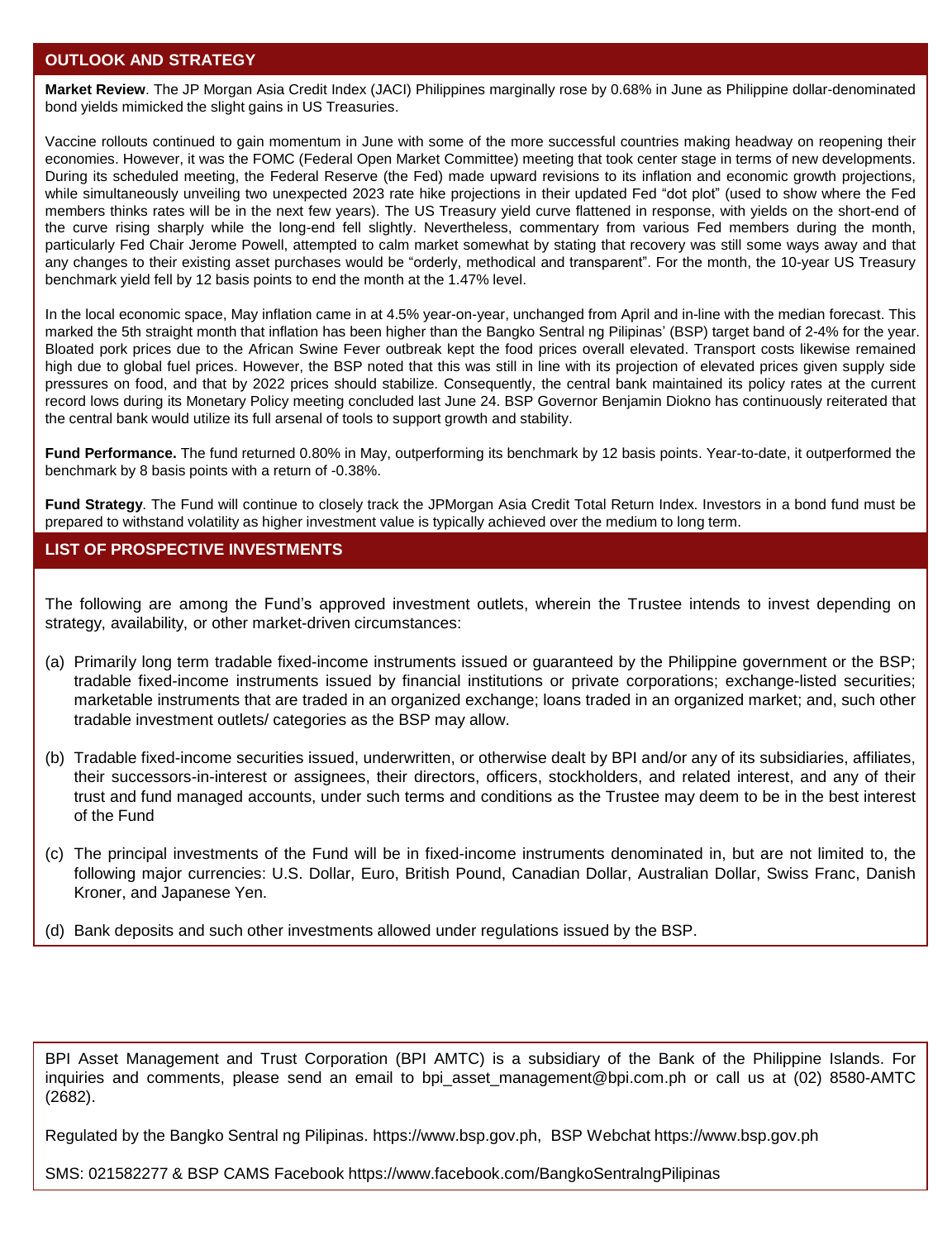## OUTLOOK AND STRATEGY

**Market Review**. The JP Morgan Asia Credit Index (JACI) Philippines marginally rose by 0.68% in June as Philippine dollar-denominated bond yields mimicked the slight gains in US Treasuries.

Vaccine rollouts continued to gain momentum in June with some of the more successful countries making headway on reopening their economies. However, it was the FOMC (Federal Open Market Committee) meeting that took center stage in terms of new developments. During its scheduled meeting, the Federal Reserve (the Fed) made upward revisions to its inflation and economic growth projections, while simultaneously unveiling two unexpected 2023 rate hike projections in their updated Fed "dot plot" (used to show where the Fed members thinks rates will be in the next few years). The US Treasury yield curve flattened in response, with yields on the short-end of the curve rising sharply while the long-end fell slightly. Nevertheless, commentary from various Fed members during the month, particularly Fed Chair Jerome Powell, attempted to calm market somewhat by stating that recovery was still some ways away and that any changes to their existing asset purchases would be "orderly, methodical and transparent". For the month, the 10-year US Treasury benchmark yield fell by 12 basis points to end the month at the 1.47% level.

In the local economic space, May inflation came in at 4.5% year-on-year, unchanged from April and in-line with the median forecast. This marked the 5th straight month that inflation has been higher than the Bangko Sentral ng Pilipinas' (BSP) target band of 2-4% for the year. Bloated pork prices due to the African Swine Fever outbreak kept the food prices overall elevated. Transport costs likewise remained high due to global fuel prices. However, the BSP noted that this was still in line with its projection of elevated prices given supply side pressures on food, and that by 2022 prices should stabilize. Consequently, the central bank maintained its policy rates at the current record lows during its Monetary Policy meeting concluded last June 24. BSP Governor Benjamin Diokno has continuously reiterated that the central bank would utilize its full arsenal of tools to support growth and stability.

**Fund Performance.** The fund returned 0.80% in May, outperforming its benchmark by 12 basis points. Year-to-date, it outperformed the benchmark by 8 basis points with a return of -0.38%.

**Fund Strategy**. The Fund will continue to closely track the JPMorgan Asia Credit Total Return Index. Investors in a bond fund must be prepared to withstand volatility as higher investment value is typically achieved over the medium to long term.

## LIST OF PROSPECTIVE INVESTMENTS

The following are among the Fund's approved investment outlets, wherein the Trustee intends to invest depending on strategy, availability, or other market-driven circumstances:

(a) Primarily long term tradable fixed-income instruments issued or guaranteed by the Philippine government or the BSP; tradable fixed-income instruments issued by financial institutions or private corporations; exchange-listed securities; marketable instruments that are traded in an organized exchange; loans traded in an organized market; and, such other tradable investment outlets/ categories as the BSP may allow.

(b) Tradable fixed-income securities issued, underwritten, or otherwise dealt by BPI and/or any of its subsidiaries, affiliates, their successors-in-interest or assignees, their directors, officers, stockholders, and related interest, and any of their trust and fund managed accounts, under such terms and conditions as the Trustee may deem to be in the best interest of the Fund

(c) The principal investments of the Fund will be in fixed-income instruments denominated in, but are not limited to, the following major currencies: U.S. Dollar, Euro, British Pound, Canadian Dollar, Australian Dollar, Swiss Franc, Danish Kroner, and Japanese Yen.

(d) Bank deposits and such other investments allowed under regulations issued by the BSP.

BPI Asset Management and Trust Corporation (BPI AMTC) is a subsidiary of the Bank of the Philippine Islands. For inquiries and comments, please send an email to bpi_asset_management@bpi.com.ph or call us at (02) 8580-AMTC (2682).

Regulated by the Bangko Sentral ng Pilipinas. https://www.bsp.gov.ph, BSP Webchat https://www.bsp.gov.ph

SMS: 021582277 & BSP CAMS Facebook https://www.facebook.com/BangkoSentralngPilipinas